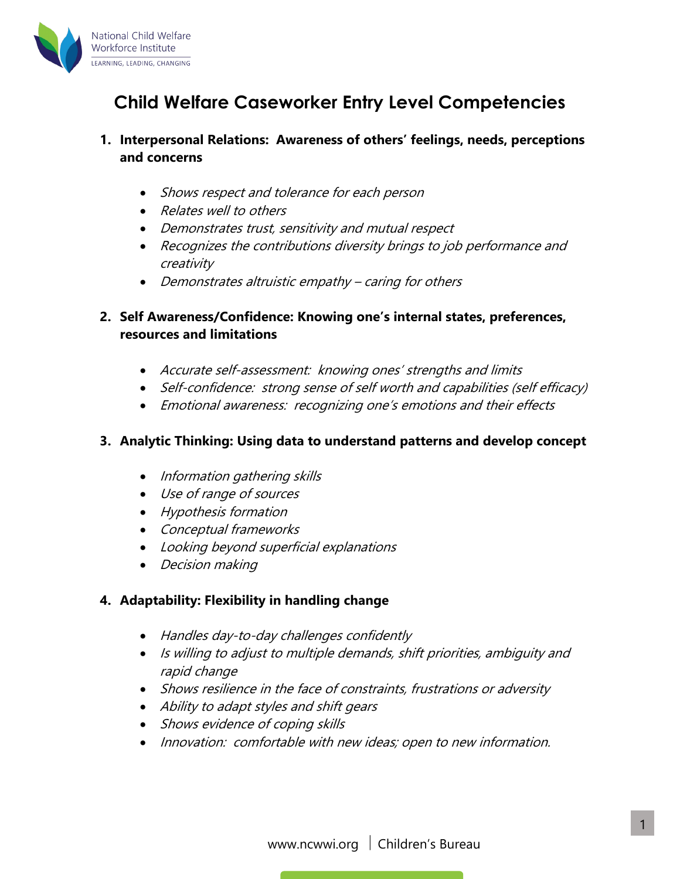# Child Welfare Caseworker Entry Level Competencies

1. **Interpersonal Relations: Awareness of others' feelings, needs, perceptions and concerns**

    - *Shows respect and tolerance for each person*
    - *Relates well to others*
    - *Demonstrates trust, sensitivity and mutual respect*
    - *Recognizes the contributions diversity brings to job performance and creativity*
    - *Demonstrates altruistic empathy – caring for others*

2. **Self Awareness/Confidence: Knowing one's internal states, preferences, resources and limitations**

    - *Accurate self-assessment: knowing ones' strengths and limits*
    - *Self-confidence: strong sense of self worth and capabilities (self efficacy)*
    - *Emotional awareness: recognizing one's emotions and their effects*

3. **Analytic Thinking: Using data to understand patterns and develop concept**

    - *Information gathering skills*
    - *Use of range of sources*
    - *Hypothesis formation*
    - *Conceptual frameworks*
    - *Looking beyond superficial explanations*
    - *Decision making*

4. **Adaptability: Flexibility in handling change**

    - *Handles day-to-day challenges confidently*
    - *Is willing to adjust to multiple demands, shift priorities, ambiguity and rapid change*
    - *Shows resilience in the face of constraints, frustrations or adversity*
    - *Ability to adapt styles and shift gears*
    - *Shows evidence of coping skills*
    - *Innovation: comfortable with new ideas; open to new information.*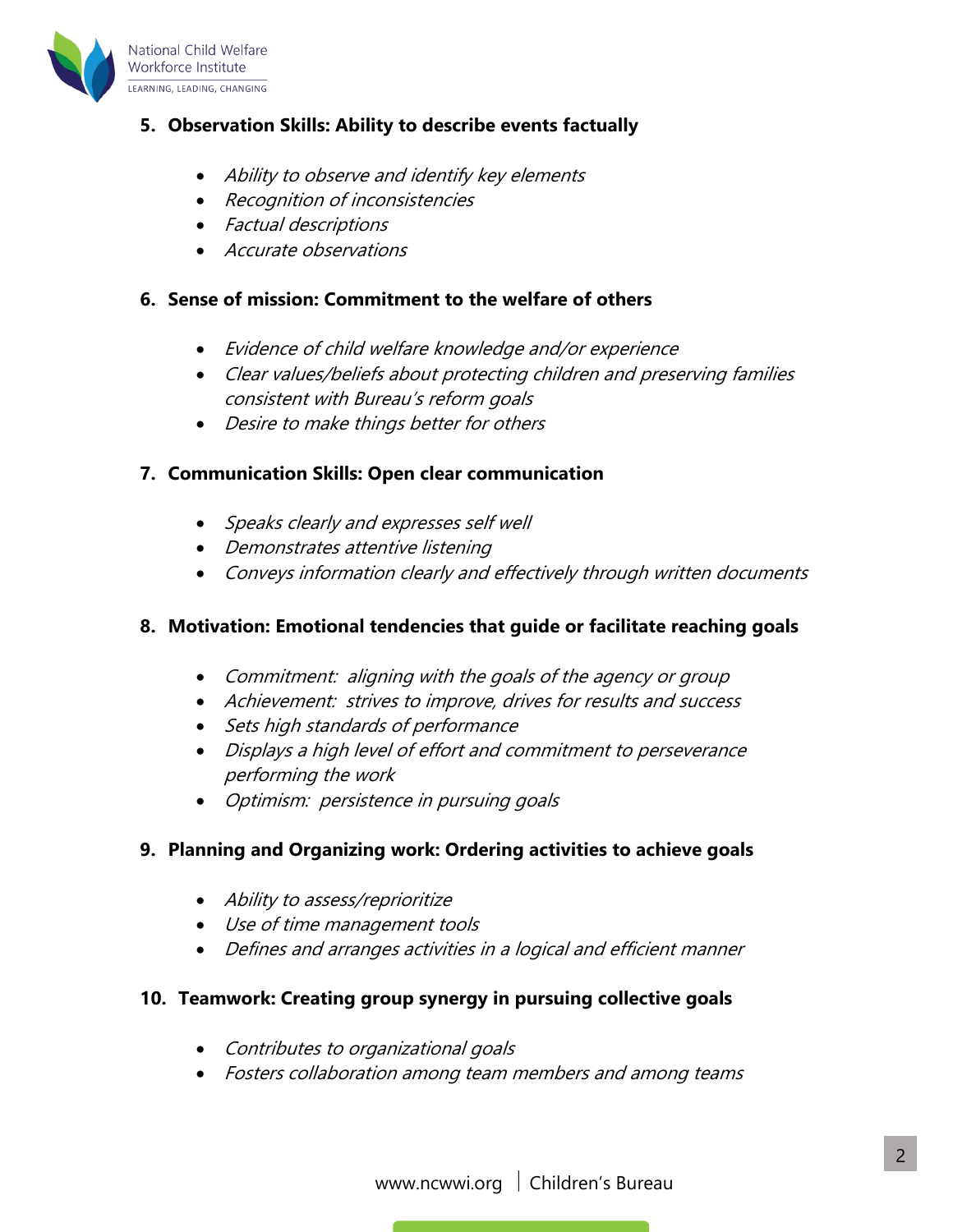5. **Observation Skills: Ability to describe events factually**

   - *Ability to observe and identify key elements*
   - *Recognition of inconsistencies*
   - *Factual descriptions*
   - *Accurate observations*

6. **Sense of mission: Commitment to the welfare of others**

   - *Evidence of child welfare knowledge and/or experience*
   - *Clear values/beliefs about protecting children and preserving families consistent with Bureau's reform goals*
   - *Desire to make things better for others*

7. **Communication Skills: Open clear communication**

   - *Speaks clearly and expresses self well*
   - *Demonstrates attentive listening*
   - *Conveys information clearly and effectively through written documents*

8. **Motivation: Emotional tendencies that guide or facilitate reaching goals**

   - *Commitment: aligning with the goals of the agency or group*
   - *Achievement: strives to improve, drives for results and success*
   - *Sets high standards of performance*
   - *Displays a high level of effort and commitment to perseverance performing the work*
   - *Optimism: persistence in pursuing goals*

9. **Planning and Organizing work: Ordering activities to achieve goals**

   - *Ability to assess/reprioritize*
   - *Use of time management tools*
   - *Defines and arranges activities in a logical and efficient manner*

10. **Teamwork: Creating group synergy in pursuing collective goals**

    - *Contributes to organizational goals*
    - *Fosters collaboration among team members and among teams*